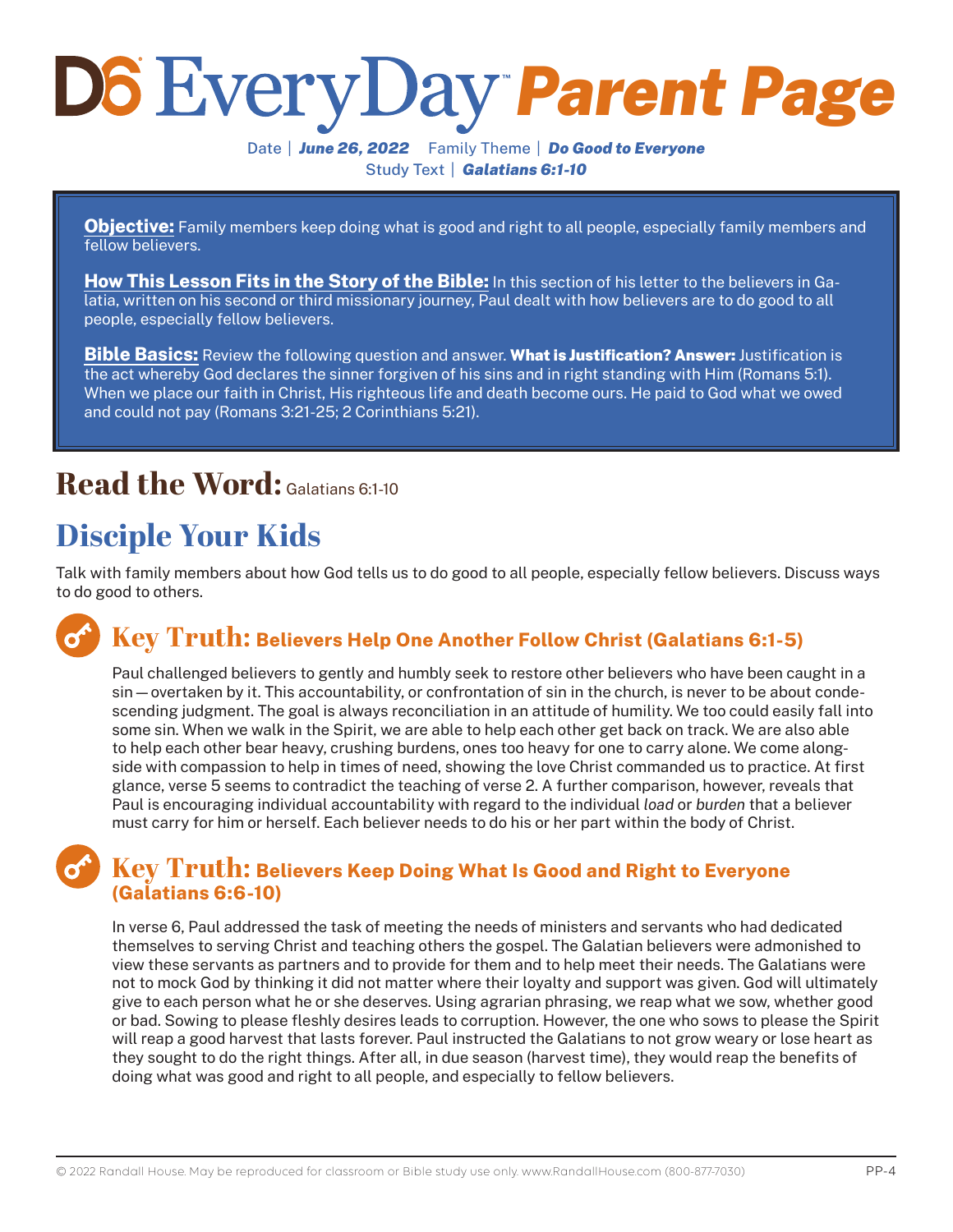# D6 EveryDay™ Parent Page

Date | ***June 26, 2022*** Family Theme | ***Do Good to Everyone***
Study Text | ***Galatians 6:1-10***

**Objective:** Family members keep doing what is good and right to all people, especially family members and fellow believers.

**How This Lesson Fits in the Story of the Bible:** In this section of his letter to the believers in Galatia, written on his second or third missionary journey, Paul dealt with how believers are to do good to all people, especially fellow believers.

**Bible Basics:** Review the following question and answer. **What is Justification? Answer:** Justification is the act whereby God declares the sinner forgiven of his sins and in right standing with Him (Romans 5:1). When we place our faith in Christ, His righteous life and death become ours. He paid to God what we owed and could not pay (Romans 3:21-25; 2 Corinthians 5:21).

## Read the Word: Galatians 6:1-10

## Disciple Your Kids

Talk with family members about how God tells us to do good to all people, especially fellow believers. Discuss ways to do good to others.

### Key Truth: Believers Help One Another Follow Christ (Galatians 6:1-5)

Paul challenged believers to gently and humbly seek to restore other believers who have been caught in a sin—overtaken by it. This accountability, or confrontation of sin in the church, is never to be about condescending judgment. The goal is always reconciliation in an attitude of humility. We too could easily fall into some sin. When we walk in the Spirit, we are able to help each other get back on track. We are also able to help each other bear heavy, crushing burdens, ones too heavy for one to carry alone. We come alongside with compassion to help in times of need, showing the love Christ commanded us to practice. At first glance, verse 5 seems to contradict the teaching of verse 2. A further comparison, however, reveals that Paul is encouraging individual accountability with regard to the individual *load* or *burden* that a believer must carry for him or herself. Each believer needs to do his or her part within the body of Christ.

### Key Truth: Believers Keep Doing What Is Good and Right to Everyone (Galatians 6:6-10)

In verse 6, Paul addressed the task of meeting the needs of ministers and servants who had dedicated themselves to serving Christ and teaching others the gospel. The Galatian believers were admonished to view these servants as partners and to provide for them and to help meet their needs. The Galatians were not to mock God by thinking it did not matter where their loyalty and support was given. God will ultimately give to each person what he or she deserves. Using agrarian phrasing, we reap what we sow, whether good or bad. Sowing to please fleshly desires leads to corruption. However, the one who sows to please the Spirit will reap a good harvest that lasts forever. Paul instructed the Galatians to not grow weary or lose heart as they sought to do the right things. After all, in due season (harvest time), they would reap the benefits of doing what was good and right to all people, and especially to fellow believers.

© 2022 Randall House. May be reproduced for classroom or Bible study use only. www.RandallHouse.com (800-877-7030)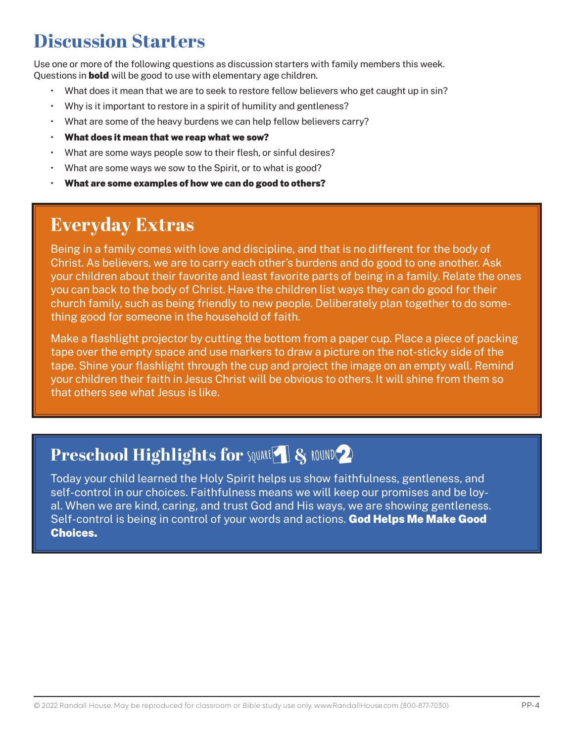# Discussion Starters

Use one or more of the following questions as discussion starters with family members this week. Questions in **bold** will be good to use with elementary age children.

- What does it mean that we are to seek to restore fellow believers who get caught up in sin?
- Why is it important to restore in a spirit of humility and gentleness?
- What are some of the heavy burdens we can help fellow believers carry?
- **What does it mean that we reap what we sow?**
- What are some ways people sow to their flesh, or sinful desires?
- What are some ways we sow to the Spirit, or to what is good?
- **What are some examples of how we can do good to others?**

## Everyday Extras

Being in a family comes with love and discipline, and that is no different for the body of Christ. As believers, we are to carry each other's burdens and do good to one another. Ask your children about their favorite and least favorite parts of being in a family. Relate the ones you can back to the body of Christ. Have the children list ways they can do good for their church family, such as being friendly to new people. Deliberately plan together to do something good for someone in the household of faith.

Make a flashlight projector by cutting the bottom from a paper cup. Place a piece of packing tape over the empty space and use markers to draw a picture on the not-sticky side of the tape. Shine your flashlight through the cup and project the image on an empty wall. Remind your children their faith in Jesus Christ will be obvious to others. It will shine from them so that others see what Jesus is like.

## Preschool Highlights for SQUARE 1 & ROUND 2

Today your child learned the Holy Spirit helps us show faithfulness, gentleness, and self-control in our choices. Faithfulness means we will keep our promises and be loyal. When we are kind, caring, and trust God and His ways, we are showing gentleness. Self-control is being in control of your words and actions. **God Helps Me Make Good Choices.**